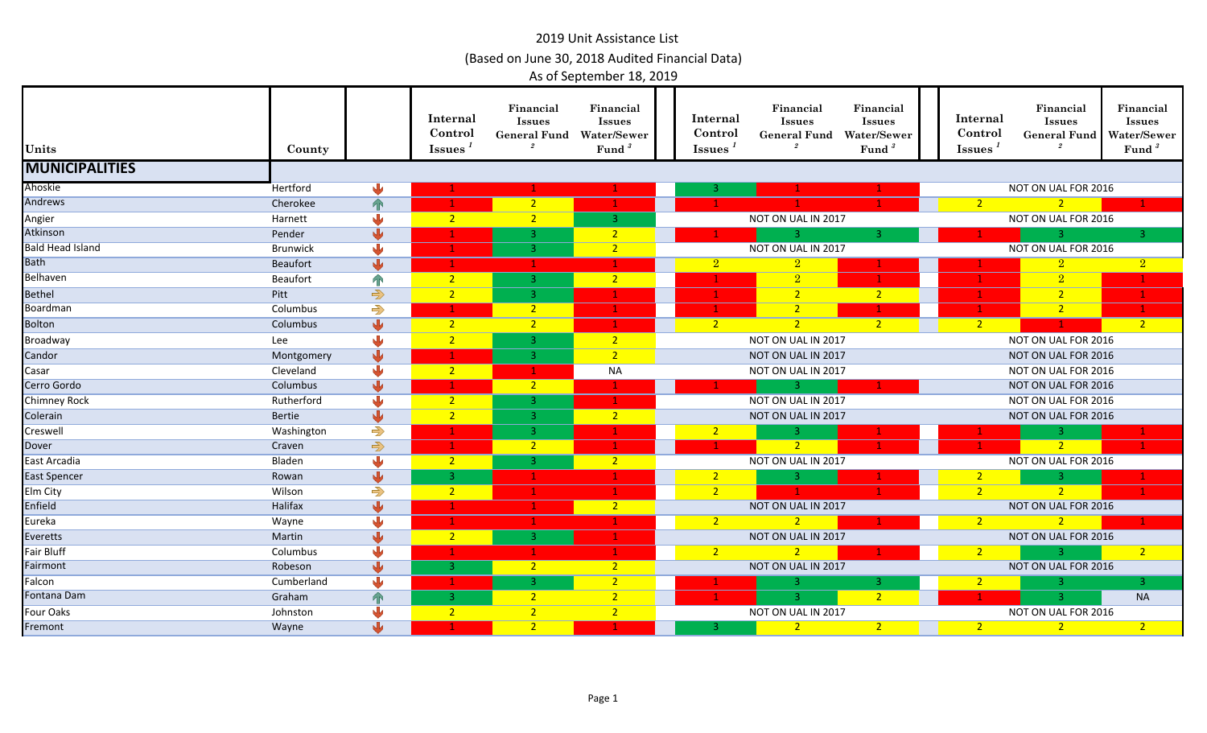# 2019 Unit Assistance List

(Based on June 30, 2018 Audited Financial Data)

As of September 18, 2019

| Units | County | | Internal Control Issues [1] | Financial Issues General Fund [2] | Financial Issues Water/Sewer Fund [3] | Internal Control Issues [1] | Financial Issues General Fund [2] | Financial Issues Water/Sewer Fund [3] | Internal Control Issues [1] | Financial Issues General Fund [2] | Financial Issues Water/Sewer Fund [3] |
|---|---|---|---|---|---|---|---|---|---|---|---|
| **MUNICIPALITIES** | | | | | | | | | | | |
| Ahoskie | Hertford | ↓ | 1 | 1 | 1 | 3 | 1 | 1 | NOT ON UAL FOR 2016 | | |
| Andrews | Cherokee | ↑ | 1 | 2 | 1 | 1 | 1 | 1 | 2 | 2 | 1 |
| Angier | Harnett | ↓ | 2 | 2 | 3 | NOT ON UAL IN 2017 | | | NOT ON UAL FOR 2016 | | |
| Atkinson | Pender | ↓ | 1 | 3 | 2 | 1 | 3 | 3 | 1 | 3 | 3 |
| Bald Head Island | Brunswick | ↓ | 1 | 3 | 2 | NOT ON UAL IN 2017 | | | NOT ON UAL FOR 2016 | | |
| Bath | Beaufort | ↓ | 1 | 1 | 1 | 2 | 2 | 1 | 1 | 2 | 2 |
| Belhaven | Beaufort | ↑ | 2 | 3 | 2 | 1 | 2 | 1 | 1 | 2 | 1 |
| Bethel | Pitt | → | 2 | 3 | 1 | 1 | 2 | 2 | 1 | 2 | 1 |
| Boardman | Columbus | → | 1 | 2 | 1 | 1 | 2 | 1 | 1 | 2 | 1 |
| Bolton | Columbus | ↓ | 2 | 2 | 1 | 2 | 2 | 2 | 2 | 1 | 2 |
| Broadway | Lee | ↓ | 2 | 3 | 2 | NOT ON UAL IN 2017 | | | NOT ON UAL FOR 2016 | | |
| Candor | Montgomery | ↓ | 1 | 3 | 2 | NOT ON UAL IN 2017 | | | NOT ON UAL FOR 2016 | | |
| Casar | Cleveland | ↓ | 2 | 1 | NA | NOT ON UAL IN 2017 | | | NOT ON UAL FOR 2016 | | |
| Cerro Gordo | Columbus | ↓ | 1 | 2 | 1 | 1 | 3 | 1 | NOT ON UAL FOR 2016 | | |
| Chimney Rock | Rutherford | ↓ | 2 | 3 | 1 | NOT ON UAL IN 2017 | | | NOT ON UAL FOR 2016 | | |
| Colerain | Bertie | ↓ | 2 | 3 | 2 | NOT ON UAL IN 2017 | | | NOT ON UAL FOR 2016 | | |
| Creswell | Washington | → | 1 | 3 | 1 | 2 | 3 | 1 | 1 | 3 | 1 |
| Dover | Craven | → | 1 | 2 | 1 | 1 | 2 | 1 | 1 | 2 | 1 |
| East Arcadia | Bladen | ↓ | 2 | 3 | 2 | NOT ON UAL IN 2017 | | | NOT ON UAL FOR 2016 | | |
| East Spencer | Rowan | ↓ | 3 | 1 | 1 | 2 | 3 | 1 | 2 | 3 | 1 |
| Elm City | Wilson | → | 2 | 1 | 1 | 2 | 1 | 1 | 2 | 2 | 1 |
| Enfield | Halifax | ↓ | 1 | 1 | 2 | NOT ON UAL IN 2017 | | | NOT ON UAL FOR 2016 | | |
| Eureka | Wayne | ↓ | 1 | 1 | 1 | 2 | 2 | 1 | 2 | 2 | 1 |
| Everetts | Martin | ↓ | 2 | 3 | 1 | NOT ON UAL IN 2017 | | | NOT ON UAL FOR 2016 | | |
| Fair Bluff | Columbus | ↓ | 1 | 1 | 1 | 2 | 2 | 1 | 2 | 3 | 2 |
| Fairmont | Robeson | ↓ | 3 | 2 | 2 | NOT ON UAL IN 2017 | | | NOT ON UAL FOR 2016 | | |
| Falcon | Cumberland | ↓ | 1 | 3 | 2 | 1 | 3 | 3 | 2 | 3 | 3 |
| Fontana Dam | Graham | ↑ | 3 | 2 | 2 | 1 | 3 | 2 | 1 | 3 | NA |
| Four Oaks | Johnston | ↓ | 2 | 2 | 2 | NOT ON UAL IN 2017 | | | NOT ON UAL FOR 2016 | | |
| Fremont | Wayne | ↓ | 1 | 2 | 1 | 3 | 2 | 2 | 2 | 2 | 2 |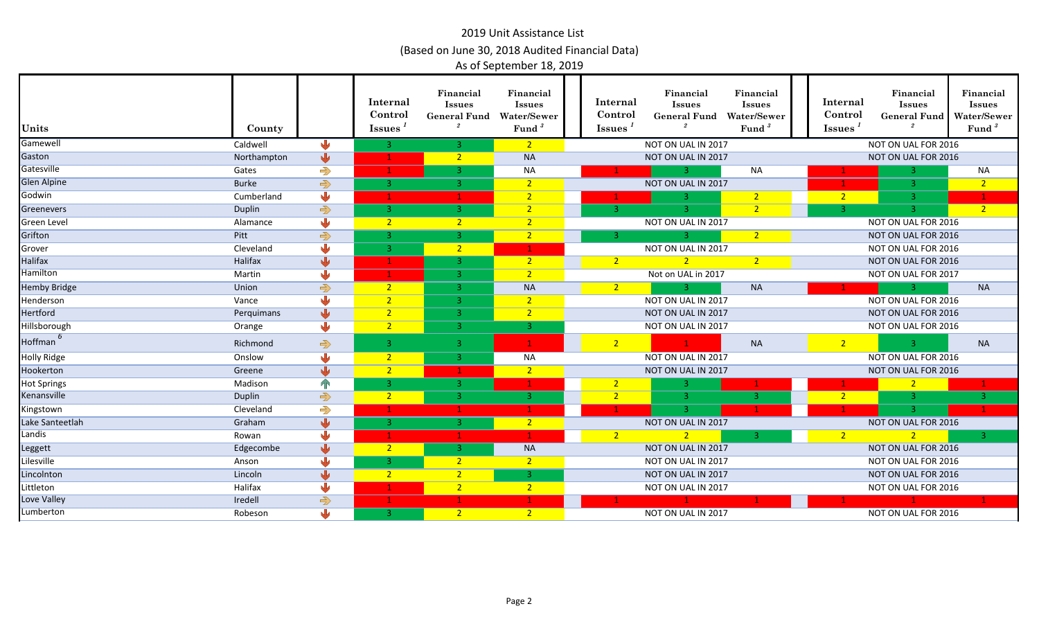2019 Unit Assistance List

(Based on June 30, 2018 Audited Financial Data)

As of September 18, 2019

| Units | County | | Internal Control Issues [1] | Financial Issues General Fund [2] | Financial Issues Water/Sewer Fund [3] | Internal Control Issues [1] | Financial Issues General Fund [2] | Financial Issues Water/Sewer Fund [3] | Internal Control Issues [1] | Financial Issues General Fund [2] | Financial Issues Water/Sewer Fund [3] |
|---|---|---|---|---|---|---|---|---|---|---|---|
| Gamewell | Caldwell | ↓ | 3 | 3 | 2 | | NOT ON UAL IN 2017 | | | NOT ON UAL FOR 2016 | |
| Gaston | Northampton | ↓ | 1 | 2 | NA | | NOT ON UAL IN 2017 | | | NOT ON UAL FOR 2016 | |
| Gatesville | Gates | → | 1 | 3 | NA | 1 | 3 | NA | 1 | 3 | NA |
| Glen Alpine | Burke | → | 3 | 3 | 2 | | NOT ON UAL IN 2017 | | 1 | 3 | 2 |
| Godwin | Cumberland | ↓ | 1 | 1 | 2 | 1 | 3 | 2 | 2 | 3 | 1 |
| Greenevers | Duplin | → | 3 | 3 | 2 | 3 | 3 | 2 | 3 | 3 | 2 |
| Green Level | Alamance | ↓ | 2 | 2 | 2 | | NOT ON UAL IN 2017 | | | NOT ON UAL FOR 2016 | |
| Grifton | Pitt | → | 3 | 3 | 2 | 3 | 3 | 2 | | NOT ON UAL FOR 2016 | |
| Grover | Cleveland | ↓ | 3 | 2 | 1 | | NOT ON UAL IN 2017 | | | NOT ON UAL FOR 2016 | |
| Halifax | Halifax | ↓ | 1 | 3 | 2 | 2 | 2 | 2 | | NOT ON UAL FOR 2016 | |
| Hamilton | Martin | ↓ | 1 | 3 | 2 | | Not on UAL in 2017 | | | NOT ON UAL FOR 2017 | |
| Hemby Bridge | Union | → | 2 | 3 | NA | 2 | 3 | NA | 1 | 3 | NA |
| Henderson | Vance | ↓ | 2 | 3 | 2 | | NOT ON UAL IN 2017 | | | NOT ON UAL FOR 2016 | |
| Hertford | Perquimans | ↓ | 2 | 3 | 2 | | NOT ON UAL IN 2017 | | | NOT ON UAL FOR 2016 | |
| Hillsborough | Orange | ↓ | 2 | 3 | 3 | | NOT ON UAL IN 2017 | | | NOT ON UAL FOR 2016 | |
| Hoffman [6] | Richmond | → | 3 | 3 | 1 | 2 | 1 | NA | 2 | 3 | NA |
| Holly Ridge | Onslow | ↓ | 2 | 3 | NA | | NOT ON UAL IN 2017 | | | NOT ON UAL FOR 2016 | |
| Hookerton | Greene | ↓ | 2 | 1 | 2 | | NOT ON UAL IN 2017 | | | NOT ON UAL FOR 2016 | |
| Hot Springs | Madison | ↑ | 3 | 3 | 1 | 2 | 3 | 1 | 1 | 2 | 1 |
| Kenansville | Duplin | → | 2 | 3 | 3 | 2 | 3 | 3 | 2 | 3 | 3 |
| Kingstown | Cleveland | → | 1 | 1 | 1 | 1 | 3 | 1 | 1 | 3 | 1 |
| Lake Santeetlah | Graham | ↓ | 3 | 3 | 2 | | NOT ON UAL IN 2017 | | | NOT ON UAL FOR 2016 | |
| Landis | Rowan | ↓ | 1 | 1 | 1 | 2 | 2 | 3 | 2 | 2 | 3 |
| Leggett | Edgecombe | ↓ | 2 | 3 | NA | | NOT ON UAL IN 2017 | | | NOT ON UAL FOR 2016 | |
| Lilesville | Anson | ↓ | 3 | 2 | 2 | | NOT ON UAL IN 2017 | | | NOT ON UAL FOR 2016 | |
| Lincolnton | Lincoln | ↓ | 2 | 2 | 3 | | NOT ON UAL IN 2017 | | | NOT ON UAL FOR 2016 | |
| Littleton | Halifax | ↓ | 1 | 2 | 2 | | NOT ON UAL IN 2017 | | | NOT ON UAL FOR 2016 | |
| Love Valley | Iredell | → | 1 | 1 | 1 | 1 | 1 | 1 | 1 | 1 | 1 |
| Lumberton | Robeson | ↓ | 3 | 2 | 2 | | NOT ON UAL IN 2017 | | | NOT ON UAL FOR 2016 | |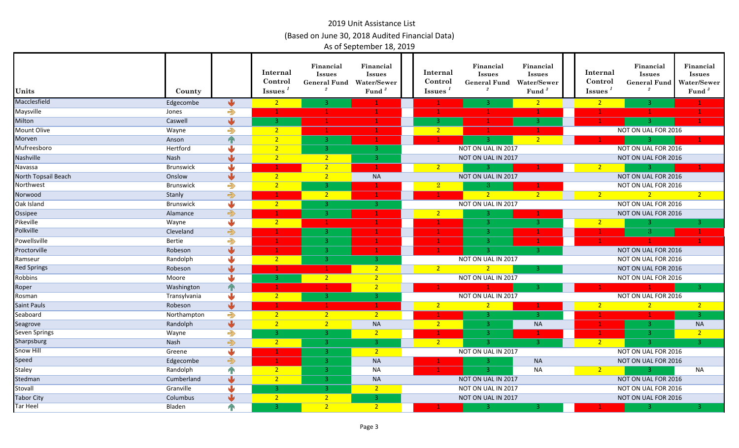# 2019 Unit Assistance List

(Based on June 30, 2018 Audited Financial Data)

As of September 18, 2019

| Units | County | | Internal Control Issues [1] | Financial Issues General Fund [2] | Financial Issues Water/Sewer Fund [3] | | Internal Control Issues [1] | Financial Issues General Fund [2] | Financial Issues Water/Sewer Fund [3] | | Internal Control Issues [1] | Financial Issues General Fund [2] | Financial Issues Water/Sewer Fund [3] |
|---|---|---|---|---|---|---|---|---|---|---|---|---|---|
| Macclesfield | Edgecombe | ↓ | 2 | 3 | 1 | | 1 | 3 | 2 | | 2 | 3 | 1 |
| Maysville | Jones | ⇒ | 1 | 1 | 1 | | 1 | 1 | 1 | | 1 | 1 | 1 |
| Milton | Caswell | ↓ | 3 | 1 | 1 | | 3 | 1 | 3 | | 1 | 3 | 1 |
| Mount Olive | Wayne | ⇒ | 2 | 1 | 1 | | 2 | 1 | 1 | | NOT ON UAL FOR 2016 | | |
| Morven | Anson | ↑ | 2 | 3 | 1 | | 1 | 3 | 2 | | 1 | 3 | 1 |
| Mufreesboro | Hertford | ↓ | 2 | 3 | 3 | | NOT ON UAL IN 2017 | | | | NOT ON UAL FOR 2016 | | |
| Nashville | Nash | ↓ | 2 | 2 | 3 | | NOT ON UAL IN 2017 | | | | NOT ON UAL FOR 2016 | | |
| Navassa | Brunswick | ↓ | 1 | 2 | 1 | | 2 | 3 | 1 | | 2 | 3 | 1 |
| North Topsail Beach | Onslow | ↓ | 2 | 2 | NA | | NOT ON UAL IN 2017 | | | | NOT ON UAL FOR 2016 | | |
| Northwest | Brunswick | ⇒ | 2 | 3 | 1 | | 2 | 3 | 1 | | NOT ON UAL FOR 2016 | | |
| Norwood | Stanly | ⇒ | 1 | 2 | 1 | | 1 | 2 | 2 | | 2 | 2 | 2 |
| Oak Island | Brunswick | ↓ | 2 | 3 | 3 | | NOT ON UAL IN 2017 | | | | NOT ON UAL FOR 2016 | | |
| Ossipee | Alamance | ⇒ | 1 | 3 | 1 | | 2 | 3 | 1 | | NOT ON UAL FOR 2016 | | |
| Pikeville | Wayne | ↓ | 2 | 1 | 1 | | 1 | 3 | 3 | | 2 | 3 | 3 |
| Polkville | Cleveland | ⇒ | 1 | 3 | 1 | | 1 | 3 | 1 | | 1 | 3 | 1 |
| Powellsville | Bertie | ⇒ | 1 | 3 | 1 | | 1 | 3 | 1 | | 1 | 1 | 1 |
| Proctorville | Robeson | ↓ | 1 | 3 | 1 | | 1 | 3 | 3 | | NOT ON UAL FOR 2016 | | |
| Ramseur | Randolph | ↓ | 2 | 3 | 3 | | NOT ON UAL IN 2017 | | | | NOT ON UAL FOR 2016 | | |
| Red Springs | Robeson | ↓ | 1 | 1 | 2 | | 2 | 2 | 3 | | NOT ON UAL FOR 2016 | | |
| Robbins | Moore | ↓ | 3 | 2 | 2 | | NOT ON UAL IN 2017 | | | | NOT ON UAL FOR 2016 | | |
| Roper | Washington | ↑ | 1 | 1 | 2 | | 1 | 1 | 3 | | 1 | 1 | 3 |
| Rosman | Transylvania | ↓ | 2 | 3 | 3 | | NOT ON UAL IN 2017 | | | | NOT ON UAL FOR 2016 | | |
| Saint Pauls | Robeson | ↓ | 1 | 1 | 1 | | 2 | 2 | 1 | | 2 | 2 | 2 |
| Seaboard | Northampton | ⇒ | 2 | 2 | 2 | | 1 | 3 | 3 | | 1 | 1 | 3 |
| Seagrove | Randolph | ↓ | 2 | 2 | NA | | 2 | 3 | NA | | 1 | 3 | NA |
| Seven Springs | Wayne | ⇒ | 3 | 3 | 2 | | 1 | 3 | 1 | | 1 | 3 | 2 |
| Sharpsburg | Nash | ⇒ | 2 | 3 | 3 | | 2 | 3 | 3 | | 2 | 3 | 3 |
| Snow Hill | Greene | ↓ | 1 | 3 | 2 | | NOT ON UAL IN 2017 | | | | NOT ON UAL FOR 2016 | | |
| Speed | Edgecombe | ⇒ | 1 | 3 | NA | | 1 | 3 | NA | | NOT ON UAL FOR 2016 | | |
| Staley | Randolph | ↑ | 2 | 3 | NA | | 1 | 3 | NA | | 2 | 3 | NA |
| Stedman | Cumberland | ↓ | 2 | 3 | NA | | NOT ON UAL IN 2017 | | | | NOT ON UAL FOR 2016 | | |
| Stovall | Granville | ↓ | 3 | 3 | 2 | | NOT ON UAL IN 2017 | | | | NOT ON UAL FOR 2016 | | |
| Tabor City | Columbus | ↓ | 2 | 2 | 3 | | NOT ON UAL IN 2017 | | | | NOT ON UAL FOR 2016 | | |
| Tar Heel | Bladen | ↑ | 3 | 2 | 2 | | 1 | 3 | 3 | | 1 | 3 | 3 |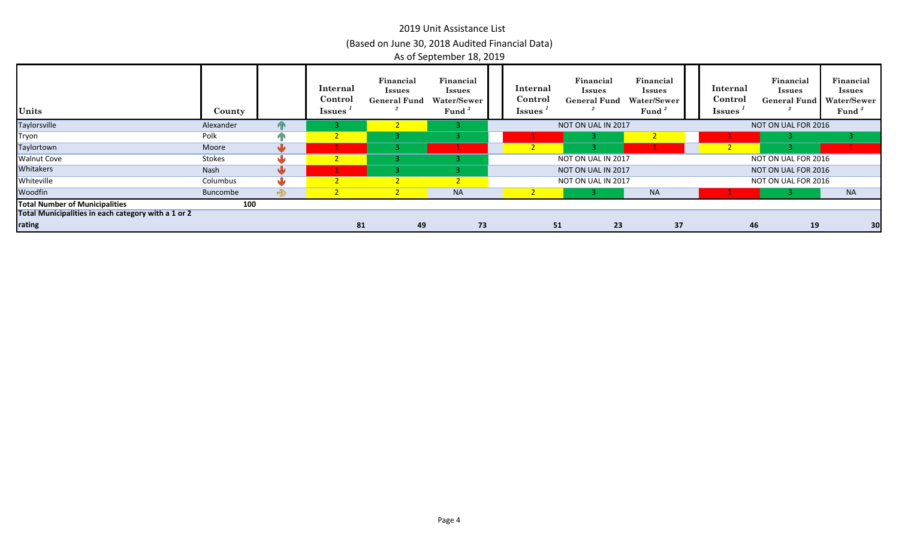# 2019 Unit Assistance List

(Based on June 30, 2018 Audited Financial Data)

As of September 18, 2019

| Units | County | | Internal Control Issues [1] | Financial Issues General Fund [2] | Financial Issues Water/Sewer Fund [3] | Internal Control Issues [1] | Financial Issues General Fund [2] | Financial Issues Water/Sewer Fund [3] | Internal Control Issues [1] | Financial Issues General Fund [2] | Financial Issues Water/Sewer Fund [3] |
|---|---|---|---|---|---|---|---|---|---|---|---|
| Taylorsville | Alexander | ↑ | 3 | 2 | 3 | NOT ON UAL IN 2017 | | | NOT ON UAL FOR 2016 | | |
| Tryon | Polk | ↑ | 2 | 3 | 3 | 1 | 3 | 2 | 1 | 3 | 3 |
| Taylortown | Moore | ↓ | 1 | 3 | 1 | 2 | 3 | 1 | 2 | 3 | 1 |
| Walnut Cove | Stokes | ↓ | 2 | 3 | 3 | NOT ON UAL IN 2017 | | | NOT ON UAL FOR 2016 | | |
| Whitakers | Nash | ↓ | 1 | 3 | 3 | NOT ON UAL IN 2017 | | | NOT ON UAL FOR 2016 | | |
| Whiteville | Columbus | ↓ | 2 | 2 | 2 | NOT ON UAL IN 2017 | | | NOT ON UAL FOR 2016 | | |
| Woodfin | Buncombe | ⇒ | 2 | 2 | NA | 2 | 3 | NA | 1 | 3 | NA |
| **Total Number of Municipalities** | **100** | | | | | | | | | | |
| **Total Municipalities in each category with a 1 or 2 rating** | | | **81** | **49** | **73** | **51** | **23** | **37** | **46** | **19** | **30** |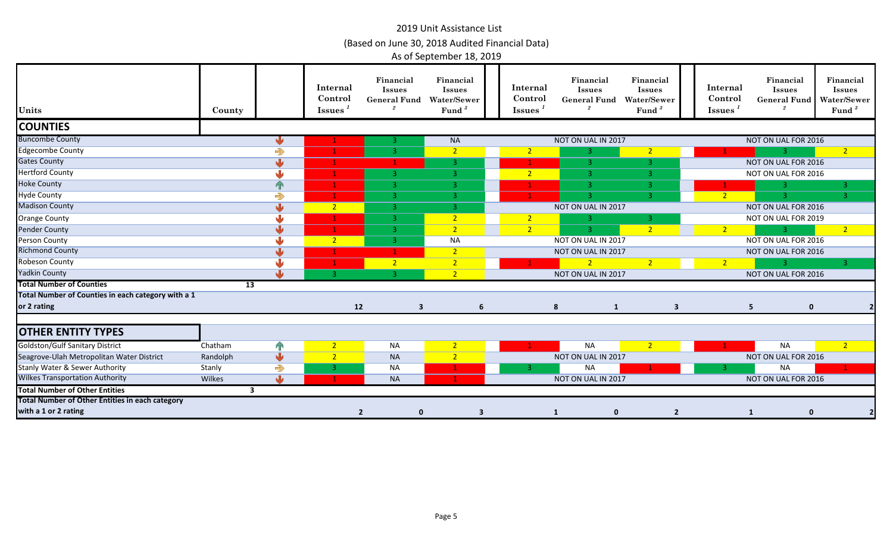# 2019 Unit Assistance List

(Based on June 30, 2018 Audited Financial Data)

As of September 18, 2019

| Units | County | | Internal Control Issues [1] | Financial Issues General Fund [2] | Financial Issues Water/Sewer Fund [3] | Internal Control Issues [1] | Financial Issues General Fund [2] | Financial Issues Water/Sewer Fund [3] | Internal Control Issues [1] | Financial Issues General Fund [2] | Financial Issues Water/Sewer Fund [3] |
|---|---|---|---|---|---|---|---|---|---|---|---|
| **COUNTIES** | | | | | | | | | | | |
| Buncombe County | | ↓ | 1 | 3 | NA | | NOT ON UAL IN 2017 | | | NOT ON UAL FOR 2016 | |
| Edgecombe County | | ⇒ | 1 | 3 | 2 | 2 | 3 | 2 | 1 | 3 | 2 |
| Gates County | | ↓ | 1 | 1 | 3 | 1 | 3 | 3 | | NOT ON UAL FOR 2016 | |
| Hertford County | | ↓ | 1 | 3 | 3 | 2 | 3 | 3 | | NOT ON UAL FOR 2016 | |
| Hoke County | | ↑ | 1 | 3 | 3 | 1 | 3 | 3 | 1 | 3 | 3 |
| Hyde County | | ⇒ | 1 | 3 | 3 | 1 | 3 | 3 | 2 | 3 | 3 |
| Madison County | | ↓ | 2 | 3 | 3 | | NOT ON UAL IN 2017 | | | NOT ON UAL FOR 2016 | |
| Orange County | | ↓ | 1 | 3 | 2 | 2 | 3 | 3 | | NOT ON UAL FOR 2019 | |
| Pender County | | ↓ | 1 | 3 | 2 | 2 | 3 | 2 | 2 | 3 | 2 |
| Person County | | ↓ | 2 | 3 | NA | | NOT ON UAL IN 2017 | | | NOT ON UAL FOR 2016 | |
| Richmond County | | ↓ | 1 | 1 | 2 | | NOT ON UAL IN 2017 | | | NOT ON UAL FOR 2016 | |
| Robeson County | | ↓ | 1 | 2 | 2 | 1 | 2 | 2 | 2 | 3 | 3 |
| Yadkin County | | ↓ | 3 | 3 | 2 | | NOT ON UAL IN 2017 | | | NOT ON UAL FOR 2016 | |
| **Total Number of Counties** | 13 | | | | | | | | | | |
| **Total Number of Counties in each category with a 1 or 2 rating** | | | 12 | 3 | 6 | 8 | 1 | 3 | 5 | 0 | 2 |
| **OTHER ENTITY TYPES** | | | | | | | | | | | |
| Goldston/Gulf Sanitary District | Chatham | ↑ | 2 | NA | 2 | 1 | NA | 2 | 1 | NA | 2 |
| Seagrove-Ulah Metropolitan Water District | Randolph | ↓ | 2 | NA | 2 | | NOT ON UAL IN 2017 | | | NOT ON UAL FOR 2016 | |
| Stanly Water & Sewer Authority | Stanly | ⇒ | 3 | NA | 1 | 3 | NA | 1 | 3 | NA | 1 |
| Wilkes Transportation Authority | Wilkes | ↓ | 1 | NA | 1 | | NOT ON UAL IN 2017 | | | NOT ON UAL FOR 2016 | |
| **Total Number of Other Entities** | 3 | | | | | | | | | | |
| **Total Number of Other Entities in each category with a 1 or 2 rating** | | | 2 | 0 | 3 | 1 | 0 | 2 | 1 | 0 | 2 |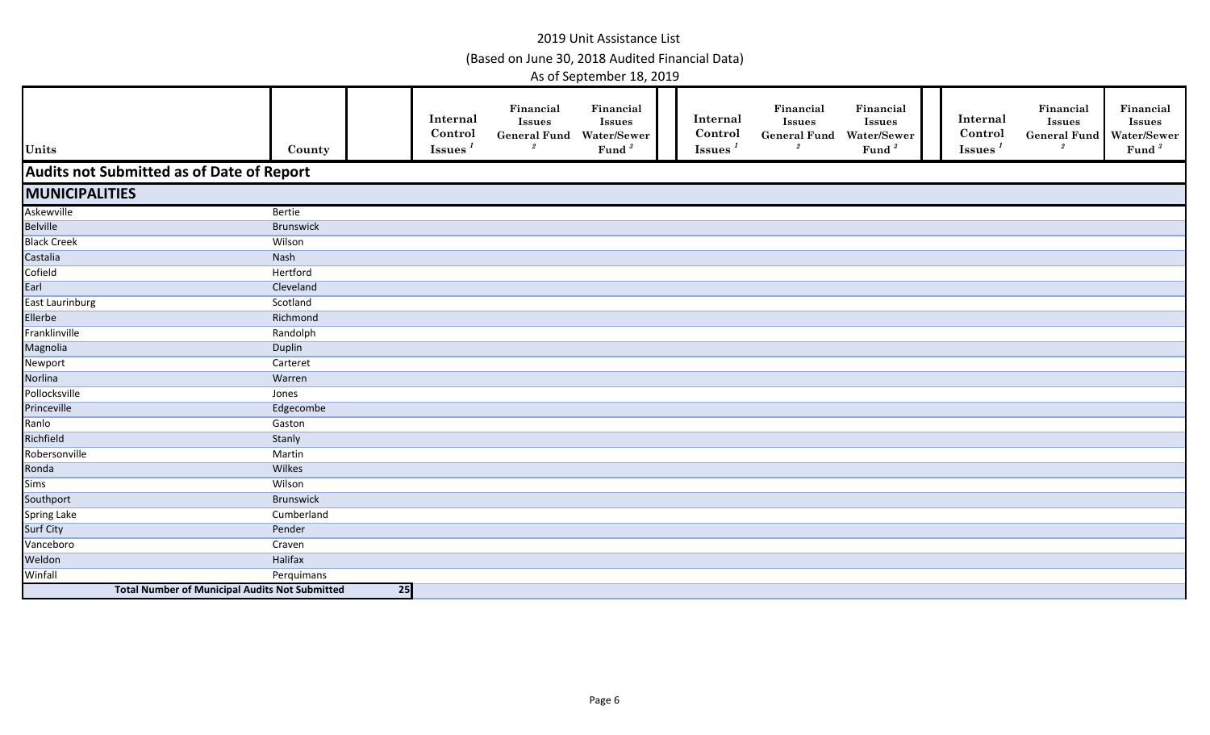# 2019 Unit Assistance List

(Based on June 30, 2018 Audited Financial Data)

As of September 18, 2019

| Units | County | | Internal Control Issues [1] | Financial Issues General Fund [2] | Financial Issues Water/Sewer Fund [3] | | Internal Control Issues [1] | Financial Issues General Fund [2] | Financial Issues Water/Sewer Fund [3] | | Internal Control Issues [1] | Financial Issues General Fund [2] | Financial Issues Water/Sewer Fund [3] |
|---|---|---|---|---|---|---|---|---|---|---|---|---|---|
| **Audits not Submitted as of Date of Report** | | | | | | | | | | | | | |
| **MUNICIPALITIES** | | | | | | | | | | | | | |
| Askewville | Bertie | | | | | | | | | | | | |
| Belville | Brunswick | | | | | | | | | | | | |
| Black Creek | Wilson | | | | | | | | | | | | |
| Castalia | Nash | | | | | | | | | | | | |
| Cofield | Hertford | | | | | | | | | | | | |
| Earl | Cleveland | | | | | | | | | | | | |
| East Laurinburg | Scotland | | | | | | | | | | | | |
| Ellerbe | Richmond | | | | | | | | | | | | |
| Franklinville | Randolph | | | | | | | | | | | | |
| Magnolia | Duplin | | | | | | | | | | | | |
| Newport | Carteret | | | | | | | | | | | | |
| Norlina | Warren | | | | | | | | | | | | |
| Pollocksville | Jones | | | | | | | | | | | | |
| Princeville | Edgecombe | | | | | | | | | | | | |
| Ranlo | Gaston | | | | | | | | | | | | |
| Richfield | Stanly | | | | | | | | | | | | |
| Robersonville | Martin | | | | | | | | | | | | |
| Ronda | Wilkes | | | | | | | | | | | | |
| Sims | Wilson | | | | | | | | | | | | |
| Southport | Brunswick | | | | | | | | | | | | |
| Spring Lake | Cumberland | | | | | | | | | | | | |
| Surf City | Pender | | | | | | | | | | | | |
| Vanceboro | Craven | | | | | | | | | | | | |
| Weldon | Halifax | | | | | | | | | | | | |
| Winfall | Perquimans | | | | | | | | | | | | |
| **Total Number of Municipal Audits Not Submitted** | | 25 | | | | | | | | | | | |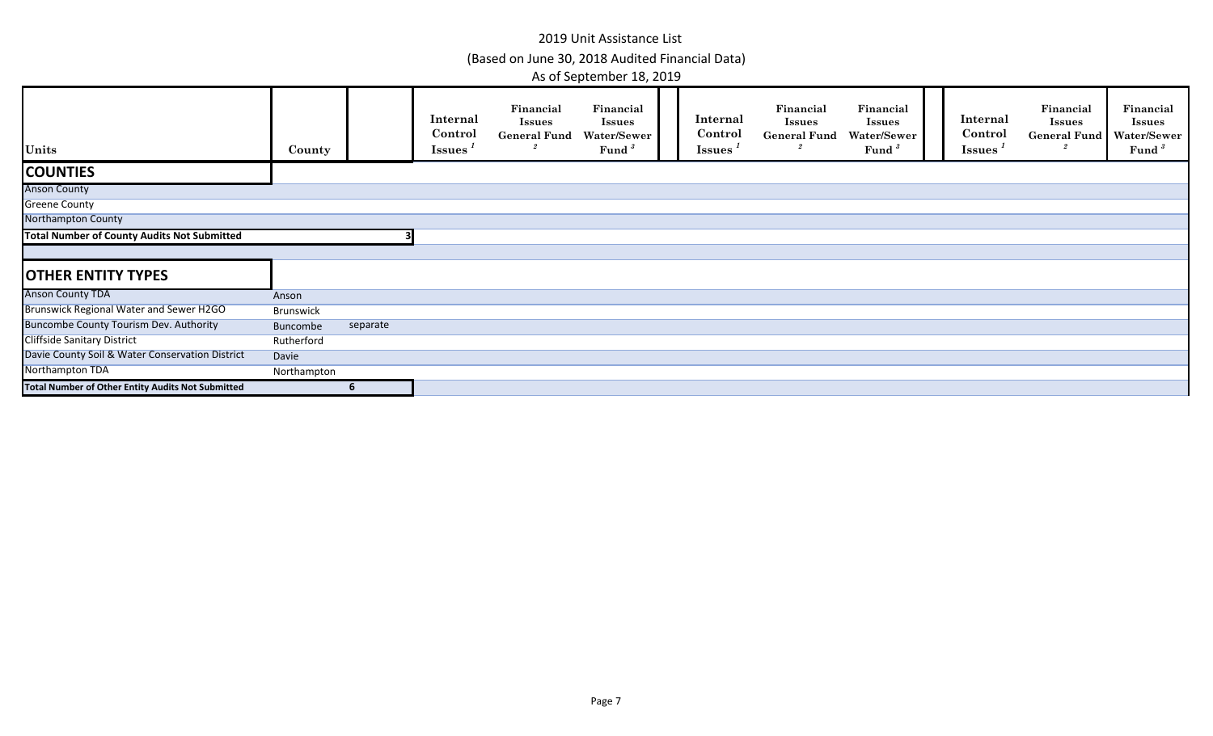2019 Unit Assistance List

(Based on June 30, 2018 Audited Financial Data)

As of September 18, 2019

| Units | County | | Internal Control Issues [1] | Financial Issues General Fund [2] | Financial Issues Water/Sewer Fund [3] | | Internal Control Issues [1] | Financial Issues General Fund [2] | Financial Issues Water/Sewer Fund [3] | | Internal Control Issues [1] | Financial Issues General Fund [2] | Financial Issues Water/Sewer Fund [3] |
|---|---|---|---|---|---|---|---|---|---|---|---|---|---|
| **COUNTIES** | | | | | | | | | | | | | |
| Anson County | | | | | | | | | | | | | |
| Greene County | | | | | | | | | | | | | |
| Northampton County | | | | | | | | | | | | | |
| **Total Number of County Audits Not Submitted** | | 3 | | | | | | | | | | | |
| | | | | | | | | | | | | | |
| **OTHER ENTITY TYPES** | | | | | | | | | | | | | |
| Anson County TDA | Anson | | | | | | | | | | | | |
| Brunswick Regional Water and Sewer H2GO | Brunswick | | | | | | | | | | | | |
| Buncombe County Tourism Dev. Authority | Buncombe | separate | | | | | | | | | | | |
| Cliffside Sanitary District | Rutherford | | | | | | | | | | | | |
| Davie County Soil & Water Conservation District | Davie | | | | | | | | | | | | |
| Northampton TDA | Northampton | | | | | | | | | | | | |
| **Total Number of Other Entity Audits Not Submitted** | | 6 | | | | | | | | | | | |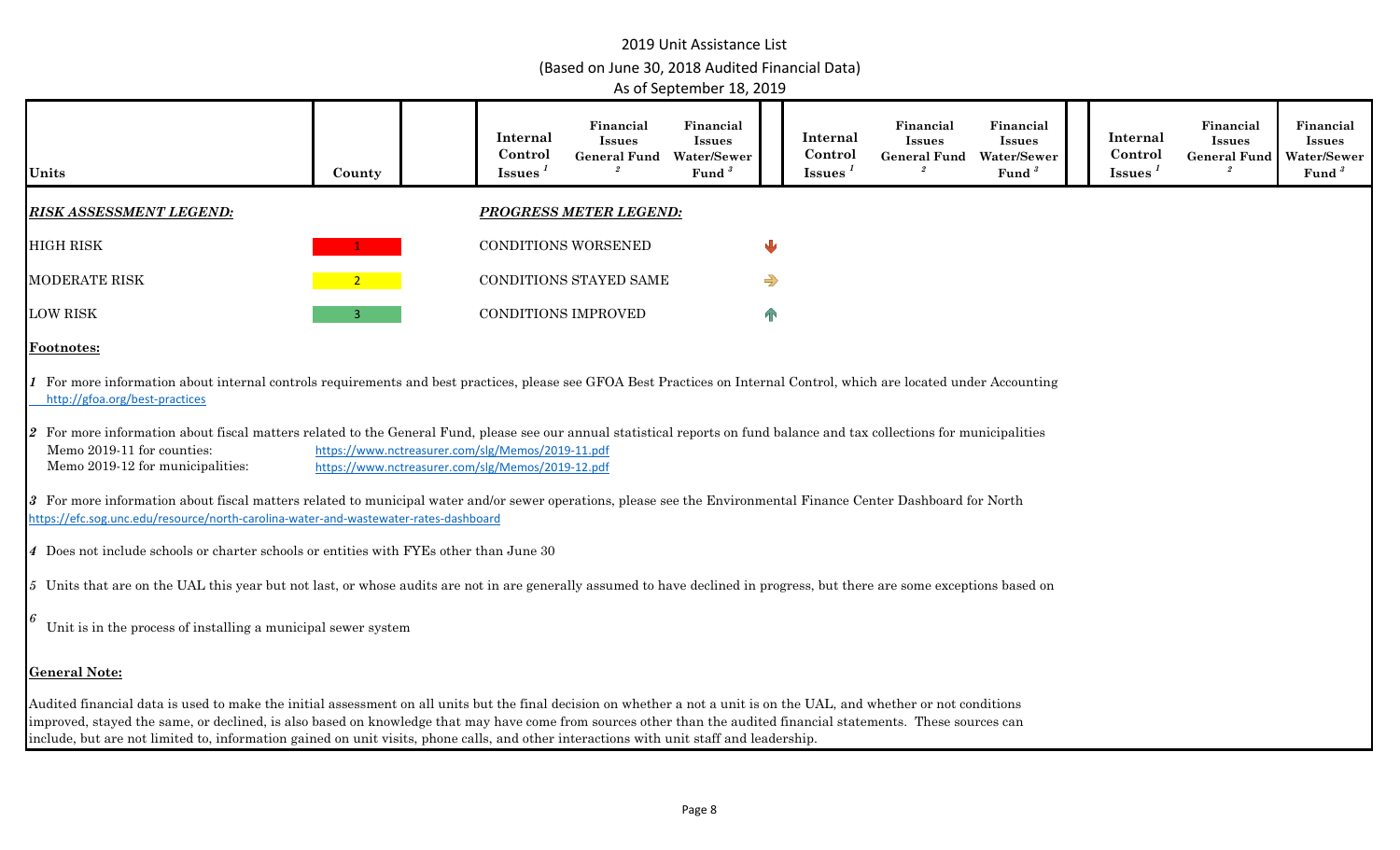# 2019 Unit Assistance List

(Based on June 30, 2018 Audited Financial Data)

As of September 18, 2019

| Units | County | | Internal Control Issues [1] | Financial Issues General Fund [2] | Financial Issues Water/Sewer Fund [3] | | Internal Control Issues [1] | Financial Issues General Fund [2] | Financial Issues Water/Sewer Fund [3] | | Internal Control Issues [1] | Financial Issues General Fund [2] | Financial Issues Water/Sewer Fund [3] |
|---|---|---|---|---|---|---|---|---|---|---|---|---|---|

***RISK ASSESSMENT LEGEND:***

| | |
|---|---|
| HIGH RISK | 1 |
| MODERATE RISK | 2 |
| LOW RISK | 3 |

***PROGRESS METER LEGEND:***

| | |
|---|---|
| CONDITIONS WORSENED | ↓ |
| CONDITIONS STAYED SAME | → |
| CONDITIONS IMPROVED | ↑ |

**Footnotes:**

*1* For more information about internal controls requirements and best practices, please see GFOA Best Practices on Internal Control, which are located under Accounting
http://gfoa.org/best-practices

*2* For more information about fiscal matters related to the General Fund, please see our annual statistical reports on fund balance and tax collections for municipalities

Memo 2019-11 for counties: https://www.nctreasurer.com/slg/Memos/2019-11.pdf

Memo 2019-12 for municipalities: https://www.nctreasurer.com/slg/Memos/2019-12.pdf

*3* For more information about fiscal matters related to municipal water and/or sewer operations, please see the Environmental Finance Center Dashboard for North
https://efc.sog.unc.edu/resource/north-carolina-water-and-wastewater-rates-dashboard

*4* Does not include schools or charter schools or entities with FYEs other than June 30

*5* Units that are on the UAL this year but not last, or whose audits are not in are generally assumed to have declined in progress, but there are some exceptions based on

*6* Unit is in the process of installing a municipal sewer system

**General Note:**

Audited financial data is used to make the initial assessment on all units but the final decision on whether a not a unit is on the UAL, and whether or not conditions improved, stayed the same, or declined, is also based on knowledge that may have come from sources other than the audited financial statements. These sources can include, but are not limited to, information gained on unit visits, phone calls, and other interactions with unit staff and leadership.